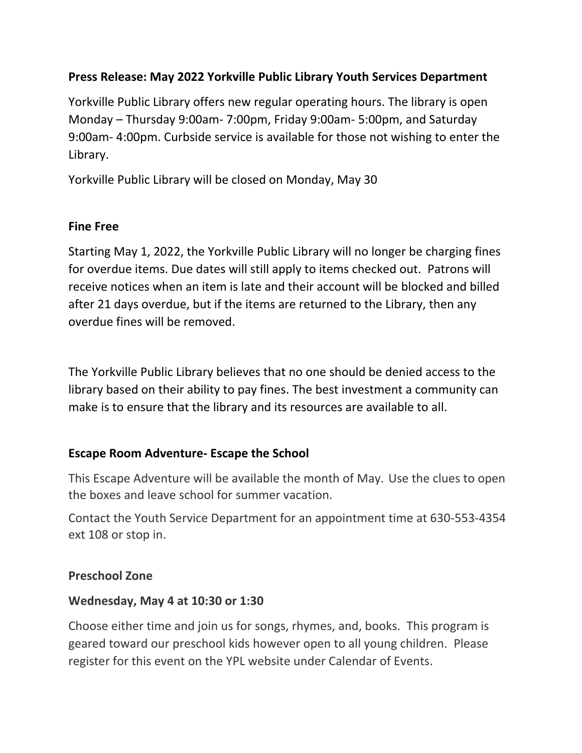**Press Release: May 2022 Yorkville Public Library Youth Services Department**

Yorkville Public Library offers new regular operating hours. The library is open Monday – Thursday 9:00am- 7:00pm, Friday 9:00am- 5:00pm, and Saturday 9:00am- 4:00pm. Curbside service is available for those not wishing to enter the Library.

Yorkville Public Library will be closed on Monday, May 30

**Fine Free**

Starting May 1, 2022, the Yorkville Public Library will no longer be charging fines for overdue items. Due dates will still apply to items checked out. Patrons will receive notices when an item is late and their account will be blocked and billed after 21 days overdue, but if the items are returned to the Library, then any overdue fines will be removed.

The Yorkville Public Library believes that no one should be denied access to the library based on their ability to pay fines. The best investment a community can make is to ensure that the library and its resources are available to all.

**Escape Room Adventure- Escape the School**

This Escape Adventure will be available the month of May. Use the clues to open the boxes and leave school for summer vacation.

Contact the Youth Service Department for an appointment time at 630-553-4354 ext 108 or stop in.

**Preschool Zone**

**Wednesday, May 4 at 10:30 or 1:30**

Choose either time and join us for songs, rhymes, and, books. This program is geared toward our preschool kids however open to all young children. Please register for this event on the YPL website under Calendar of Events.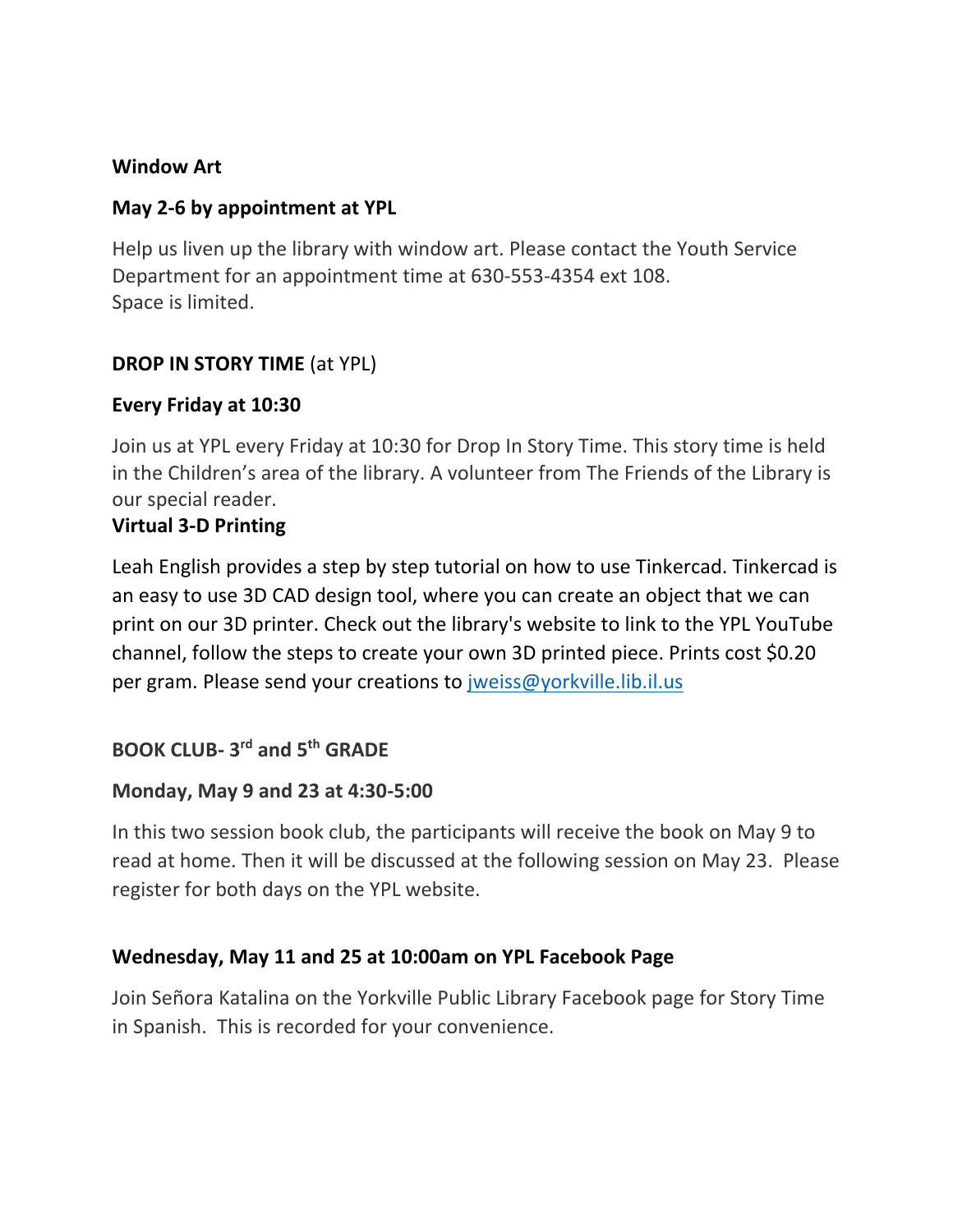**Window Art**

**May 2-6 by appointment at YPL**

Help us liven up the library with window art. Please contact the Youth Service Department for an appointment time at 630-553-4354 ext 108.
Space is limited.

**DROP IN STORY TIME** (at YPL)

**Every Friday at 10:30**

Join us at YPL every Friday at 10:30 for Drop In Story Time. This story time is held in the Children's area of the library. A volunteer from The Friends of the Library is our special reader.

**Virtual 3-D Printing**

Leah English provides a step by step tutorial on how to use Tinkercad. Tinkercad is an easy to use 3D CAD design tool, where you can create an object that we can print on our 3D printer. Check out the library's website to link to the YPL YouTube channel, follow the steps to create your own 3D printed piece. Prints cost $0.20 per gram. Please send your creations to jweiss@yorkville.lib.il.us

**BOOK CLUB- 3rd and 5th GRADE**

**Monday, May 9 and 23 at 4:30-5:00**

In this two session book club, the participants will receive the book on May 9 to read at home. Then it will be discussed at the following session on May 23. Please register for both days on the YPL website.

**Wednesday, May 11 and 25 at 10:00am on YPL Facebook Page**

Join Señora Katalina on the Yorkville Public Library Facebook page for Story Time in Spanish. This is recorded for your convenience.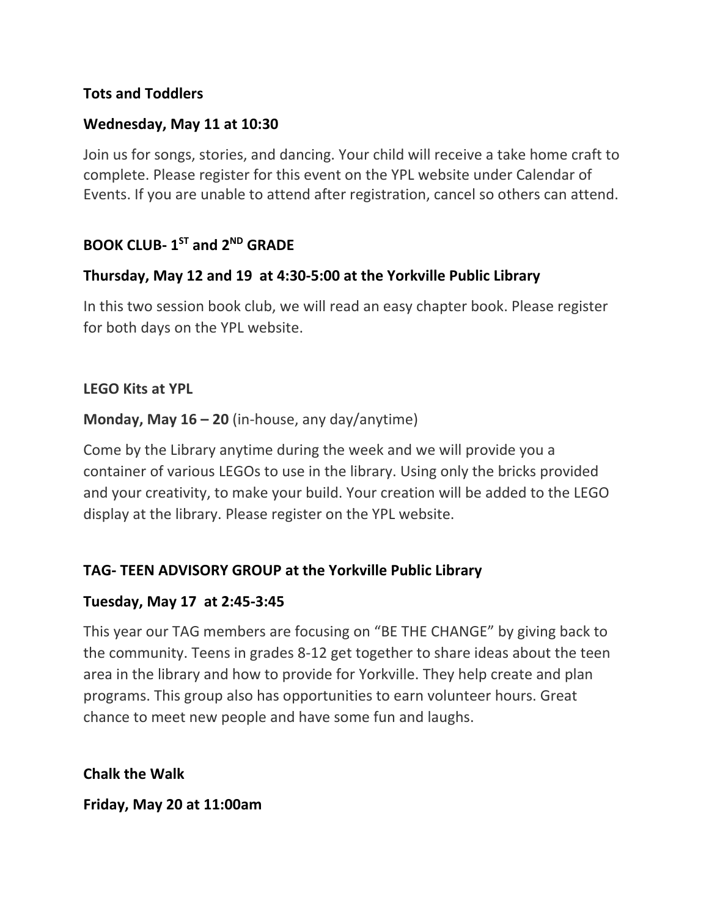**Tots and Toddlers**

**Wednesday, May 11 at 10:30**

Join us for songs, stories, and dancing. Your child will receive a take home craft to complete. Please register for this event on the YPL website under Calendar of Events. If you are unable to attend after registration, cancel so others can attend.

**BOOK CLUB- 1ST and 2ND GRADE**

**Thursday, May 12 and 19 at 4:30-5:00 at the Yorkville Public Library**

In this two session book club, we will read an easy chapter book. Please register for both days on the YPL website.

**LEGO Kits at YPL**

**Monday, May 16 – 20** (in-house, any day/anytime)

Come by the Library anytime during the week and we will provide you a container of various LEGOs to use in the library. Using only the bricks provided and your creativity, to make your build. Your creation will be added to the LEGO display at the library. Please register on the YPL website.

**TAG- TEEN ADVISORY GROUP at the Yorkville Public Library**

**Tuesday, May 17 at 2:45-3:45**

This year our TAG members are focusing on "BE THE CHANGE" by giving back to the community. Teens in grades 8-12 get together to share ideas about the teen area in the library and how to provide for Yorkville. They help create and plan programs. This group also has opportunities to earn volunteer hours. Great chance to meet new people and have some fun and laughs.

**Chalk the Walk**

**Friday, May 20 at 11:00am**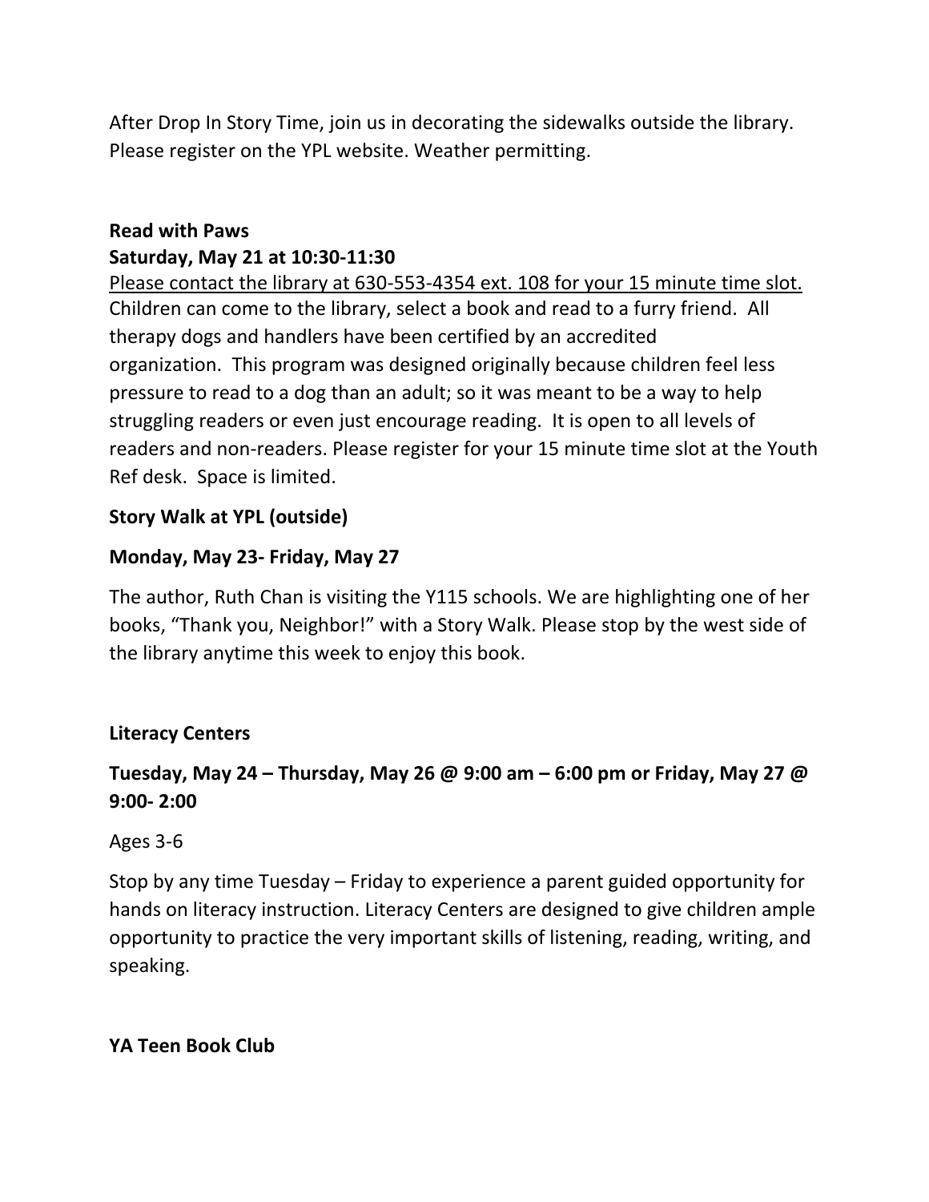After Drop In Story Time, join us in decorating the sidewalks outside the library. Please register on the YPL website. Weather permitting.

**Read with Paws**
**Saturday, May 21 at 10:30-11:30**

Please contact the library at 630-553-4354 ext. 108 for your 15 minute time slot. Children can come to the library, select a book and read to a furry friend. All therapy dogs and handlers have been certified by an accredited organization. This program was designed originally because children feel less pressure to read to a dog than an adult; so it was meant to be a way to help struggling readers or even just encourage reading. It is open to all levels of readers and non-readers. Please register for your 15 minute time slot at the Youth Ref desk. Space is limited.

**Story Walk at YPL (outside)**

**Monday, May 23- Friday, May 27**

The author, Ruth Chan is visiting the Y115 schools. We are highlighting one of her books, "Thank you, Neighbor!" with a Story Walk. Please stop by the west side of the library anytime this week to enjoy this book.

**Literacy Centers**

**Tuesday, May 24 – Thursday, May 26 @ 9:00 am – 6:00 pm or Friday, May 27 @ 9:00- 2:00**

Ages 3-6

Stop by any time Tuesday – Friday to experience a parent guided opportunity for hands on literacy instruction. Literacy Centers are designed to give children ample opportunity to practice the very important skills of listening, reading, writing, and speaking.

**YA Teen Book Club**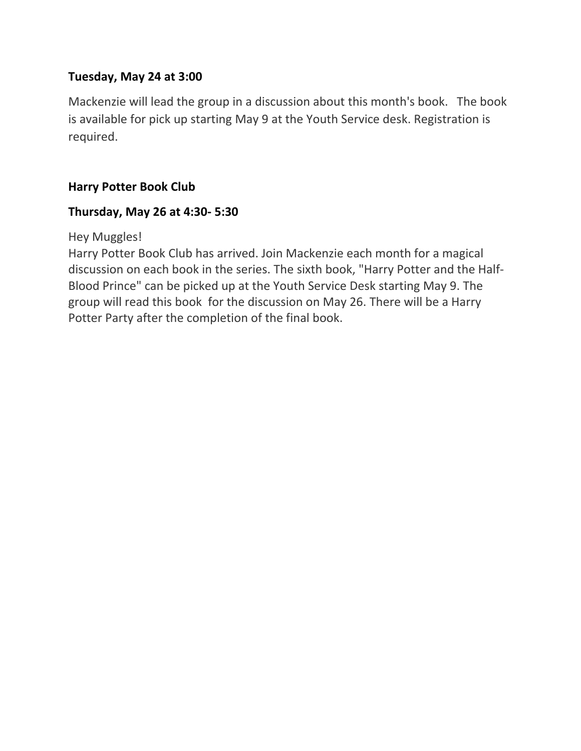**Tuesday, May 24 at 3:00**

Mackenzie will lead the group in a discussion about this month's book. The book is available for pick up starting May 9 at the Youth Service desk. Registration is required.

**Harry Potter Book Club**

**Thursday, May 26 at 4:30- 5:30**

Hey Muggles!
Harry Potter Book Club has arrived. Join Mackenzie each month for a magical discussion on each book in the series. The sixth book, "Harry Potter and the Half-Blood Prince" can be picked up at the Youth Service Desk starting May 9. The group will read this book for the discussion on May 26. There will be a Harry Potter Party after the completion of the final book.